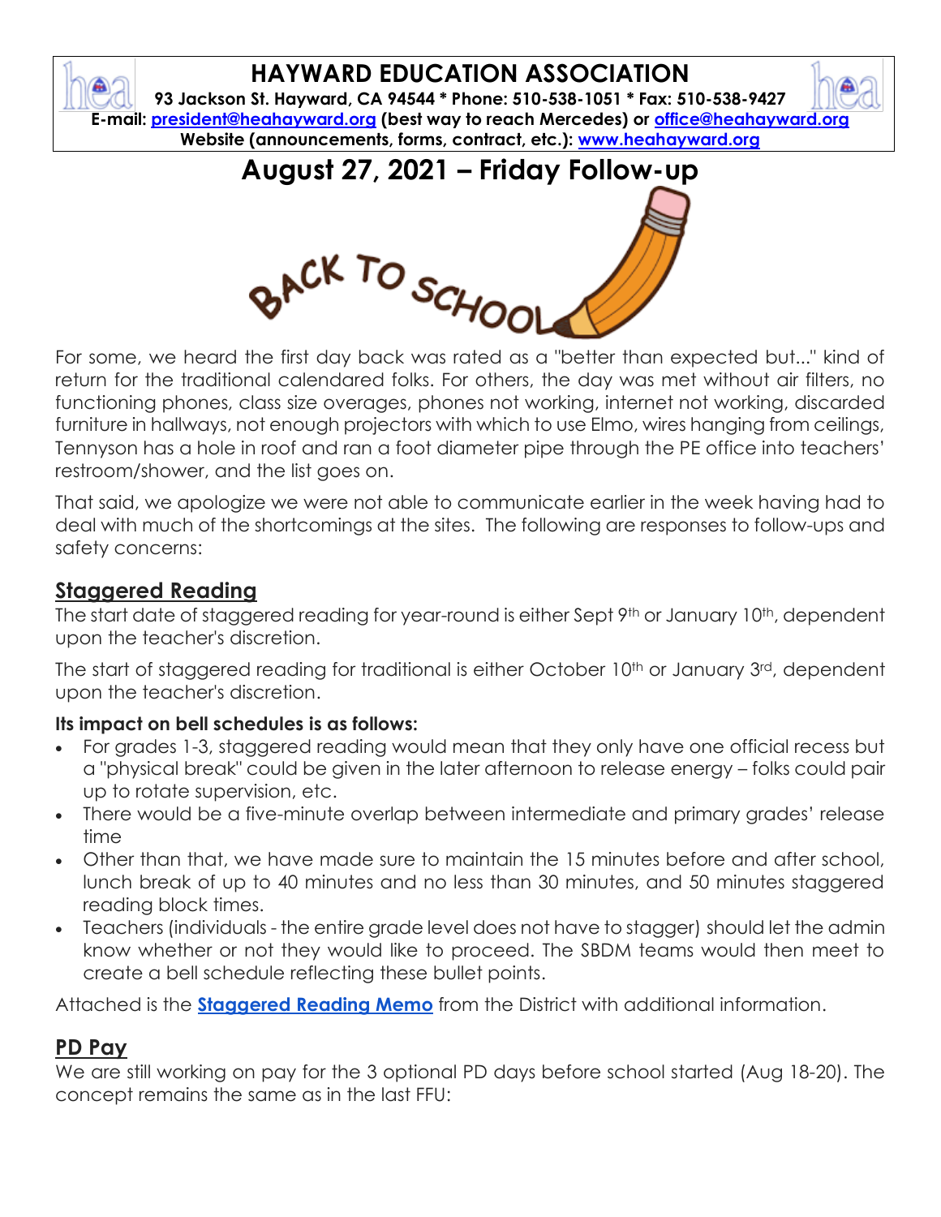# HAYWARD EDUCATION ASSOCIATION

**93 Jackson St. Hayward, CA 94544 * Phone: 510-538-1051 * Fax: 510-538-9427**
**E-mail: president@heahayward.org (best way to reach Mercedes) or office@heahayward.org**
**Website (announcements, forms, contract, etc.): www.heahayward.org**

# August 27, 2021 – Friday Follow-up

BACK TO SCHOOL

For some, we heard the first day back was rated as a "better than expected but..." kind of return for the traditional calendared folks. For others, the day was met without air filters, no functioning phones, class size overages, phones not working, internet not working, discarded furniture in hallways, not enough projectors with which to use Elmo, wires hanging from ceilings, Tennyson has a hole in roof and ran a foot diameter pipe through the PE office into teachers' restroom/shower, and the list goes on.

That said, we apologize we were not able to communicate earlier in the week having had to deal with much of the shortcomings at the sites. The following are responses to follow-ups and safety concerns:

## Staggered Reading

The start date of staggered reading for year-round is either Sept 9th or January 10th, dependent upon the teacher's discretion.

The start of staggered reading for traditional is either October 10th or January 3rd, dependent upon the teacher's discretion.

**Its impact on bell schedules is as follows:**

- For grades 1-3, staggered reading would mean that they only have one official recess but a "physical break" could be given in the later afternoon to release energy – folks could pair up to rotate supervision, etc.
- There would be a five-minute overlap between intermediate and primary grades' release time
- Other than that, we have made sure to maintain the 15 minutes before and after school, lunch break of up to 40 minutes and no less than 30 minutes, and 50 minutes staggered reading block times.
- Teachers (individuals - the entire grade level does not have to stagger) should let the admin know whether or not they would like to proceed. The SBDM teams would then meet to create a bell schedule reflecting these bullet points.

Attached is the **Staggered Reading Memo** from the District with additional information.

## PD Pay

We are still working on pay for the 3 optional PD days before school started (Aug 18-20). The concept remains the same as in the last FFU: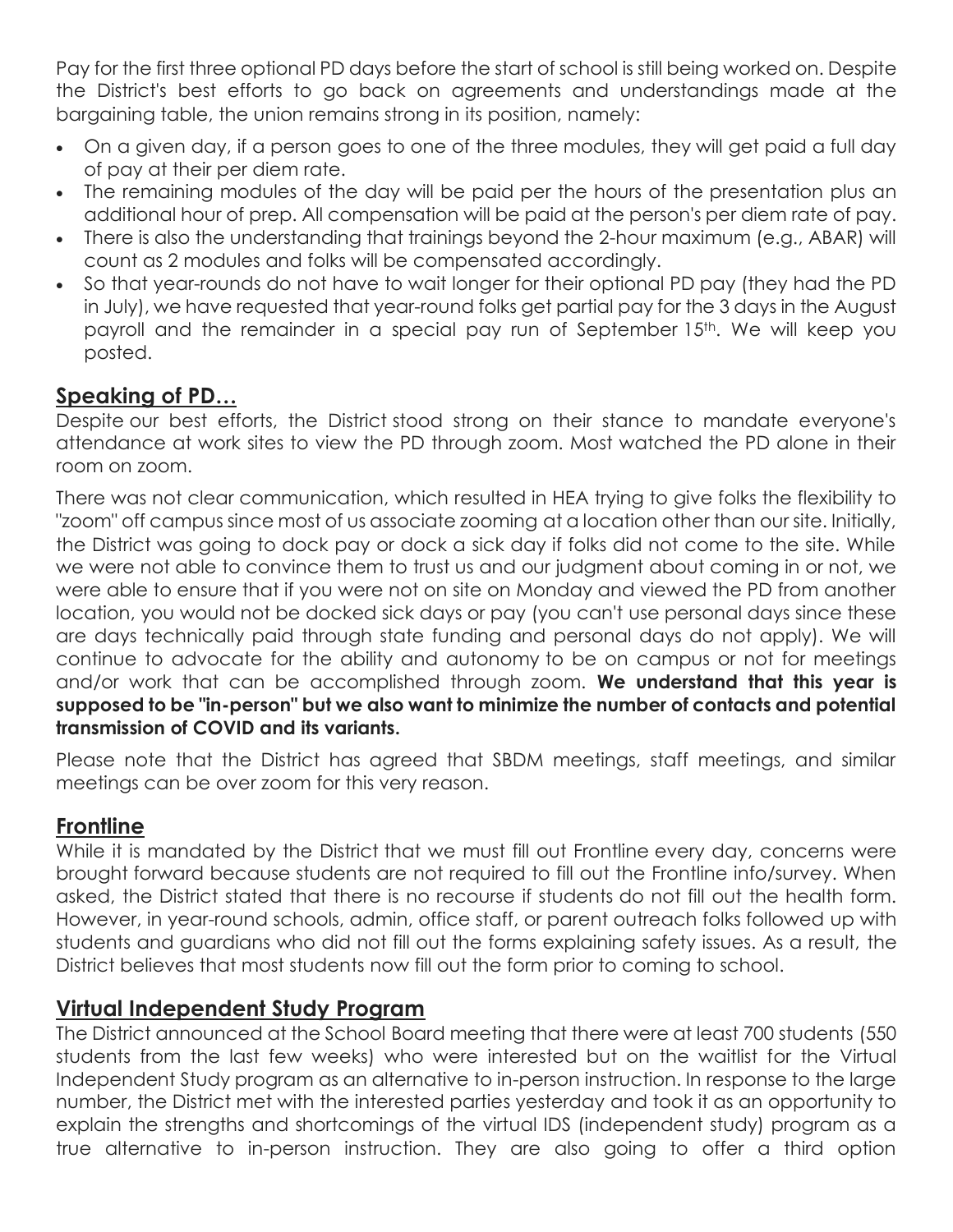Pay for the first three optional PD days before the start of school is still being worked on. Despite the District's best efforts to go back on agreements and understandings made at the bargaining table, the union remains strong in its position, namely:

- On a given day, if a person goes to one of the three modules, they will get paid a full day of pay at their per diem rate.
- The remaining modules of the day will be paid per the hours of the presentation plus an additional hour of prep. All compensation will be paid at the person's per diem rate of pay.
- There is also the understanding that trainings beyond the 2-hour maximum (e.g., ABAR) will count as 2 modules and folks will be compensated accordingly.
- So that year-rounds do not have to wait longer for their optional PD pay (they had the PD in July), we have requested that year-round folks get partial pay for the 3 days in the August payroll and the remainder in a special pay run of September 15th. We will keep you posted.

## Speaking of PD…

Despite our best efforts, the District stood strong on their stance to mandate everyone's attendance at work sites to view the PD through zoom. Most watched the PD alone in their room on zoom.

There was not clear communication, which resulted in HEA trying to give folks the flexibility to "zoom" off campus since most of us associate zooming at a location other than our site. Initially, the District was going to dock pay or dock a sick day if folks did not come to the site. While we were not able to convince them to trust us and our judgment about coming in or not, we were able to ensure that if you were not on site on Monday and viewed the PD from another location, you would not be docked sick days or pay (you can't use personal days since these are days technically paid through state funding and personal days do not apply). We will continue to advocate for the ability and autonomy to be on campus or not for meetings and/or work that can be accomplished through zoom. **We understand that this year is supposed to be "in-person" but we also want to minimize the number of contacts and potential transmission of COVID and its variants.**

Please note that the District has agreed that SBDM meetings, staff meetings, and similar meetings can be over zoom for this very reason.

## Frontline

While it is mandated by the District that we must fill out Frontline every day, concerns were brought forward because students are not required to fill out the Frontline info/survey. When asked, the District stated that there is no recourse if students do not fill out the health form. However, in year-round schools, admin, office staff, or parent outreach folks followed up with students and guardians who did not fill out the forms explaining safety issues. As a result, the District believes that most students now fill out the form prior to coming to school.

## Virtual Independent Study Program

The District announced at the School Board meeting that there were at least 700 students (550 students from the last few weeks) who were interested but on the waitlist for the Virtual Independent Study program as an alternative to in-person instruction. In response to the large number, the District met with the interested parties yesterday and took it as an opportunity to explain the strengths and shortcomings of the virtual IDS (independent study) program as a true alternative to in-person instruction. They are also going to offer a third option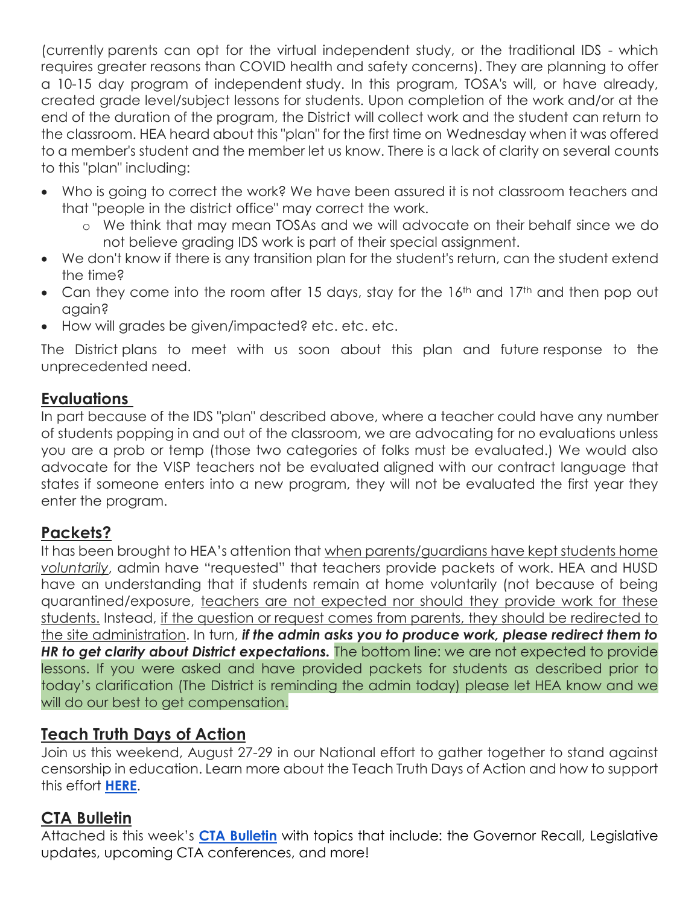(currently parents can opt for the virtual independent study, or the traditional IDS - which requires greater reasons than COVID health and safety concerns). They are planning to offer a 10-15 day program of independent study. In this program, TOSA's will, or have already, created grade level/subject lessons for students. Upon completion of the work and/or at the end of the duration of the program, the District will collect work and the student can return to the classroom. HEA heard about this "plan" for the first time on Wednesday when it was offered to a member's student and the member let us know. There is a lack of clarity on several counts to this "plan" including:

- Who is going to correct the work? We have been assured it is not classroom teachers and that "people in the district office" may correct the work.
  - We think that may mean TOSAs and we will advocate on their behalf since we do not believe grading IDS work is part of their special assignment.
- We don't know if there is any transition plan for the student's return, can the student extend the time?
- Can they come into the room after 15 days, stay for the 16th and 17th and then pop out again?
- How will grades be given/impacted? etc. etc. etc.

The District plans to meet with us soon about this plan and future response to the unprecedented need.

## Evaluations

In part because of the IDS "plan" described above, where a teacher could have any number of students popping in and out of the classroom, we are advocating for no evaluations unless you are a prob or temp (those two categories of folks must be evaluated.) We would also advocate for the VISP teachers not be evaluated aligned with our contract language that states if someone enters into a new program, they will not be evaluated the first year they enter the program.

## Packets?

It has been brought to HEA's attention that when parents/guardians have kept students home *voluntarily*, admin have "requested" that teachers provide packets of work. HEA and HUSD have an understanding that if students remain at home voluntarily (not because of being quarantined/exposure, teachers are not expected nor should they provide work for these students. Instead, if the question or request comes from parents, they should be redirected to the site administration. In turn, ***if the admin asks you to produce work, please redirect them to HR to get clarity about District expectations.*** The bottom line: we are not expected to provide lessons. If you were asked and have provided packets for students as described prior to today's clarification (The District is reminding the admin today) please let HEA know and we will do our best to get compensation.

## Teach Truth Days of Action

Join us this weekend, August 27-29 in our National effort to gather together to stand against censorship in education. Learn more about the Teach Truth Days of Action and how to support this effort **HERE**.

## CTA Bulletin

Attached is this week's **CTA Bulletin** with topics that include: the Governor Recall, Legislative updates, upcoming CTA conferences, and more!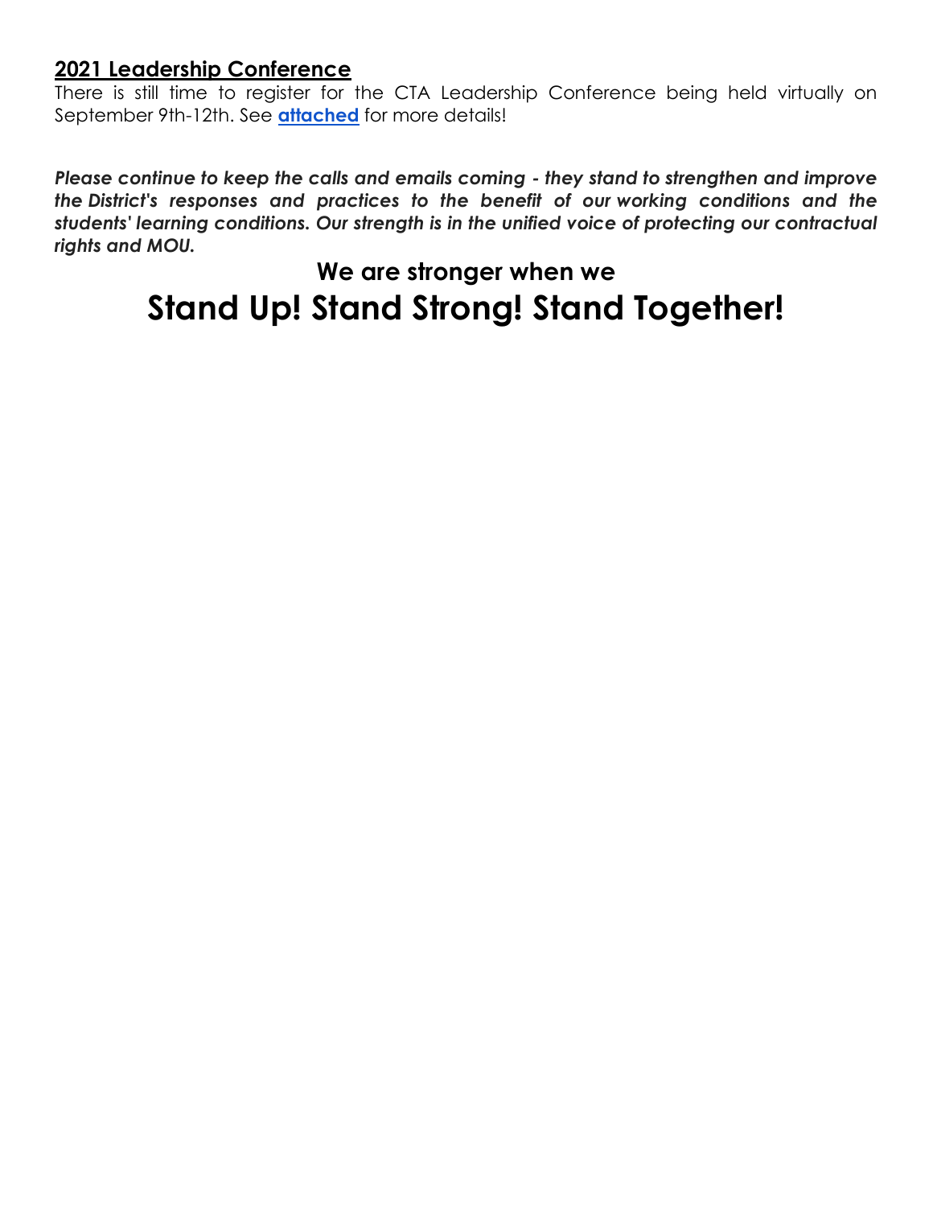## <u>2021 Leadership Conference</u>

There is still time to register for the CTA Leadership Conference being held virtually on September 9th-12th. See **[attached]** for more details!

***Please continue to keep the calls and emails coming - they stand to strengthen and improve the District's responses and practices to the benefit of our working conditions and the students' learning conditions. Our strength is in the unified voice of protecting our contractual rights and MOU.***

**We are stronger when we**

# Stand Up! Stand Strong! Stand Together!